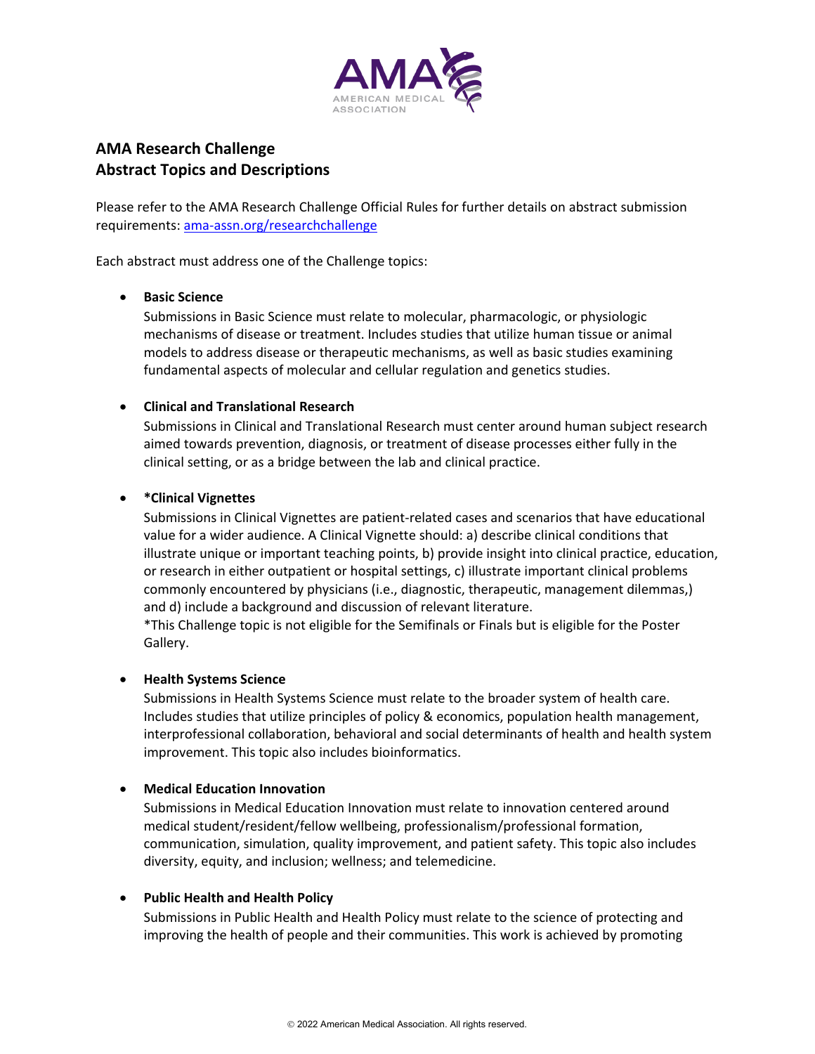## AMA Research Challenge
## Abstract Topics and Descriptions

Please refer to the AMA Research Challenge Official Rules for further details on abstract submission requirements: [ama-assn.org/researchchallenge](ama-assn.org/researchchallenge)

Each abstract must address one of the Challenge topics:

- **Basic Science**
  Submissions in Basic Science must relate to molecular, pharmacologic, or physiologic mechanisms of disease or treatment. Includes studies that utilize human tissue or animal models to address disease or therapeutic mechanisms, as well as basic studies examining fundamental aspects of molecular and cellular regulation and genetics studies.

- **Clinical and Translational Research**
  Submissions in Clinical and Translational Research must center around human subject research aimed towards prevention, diagnosis, or treatment of disease processes either fully in the clinical setting, or as a bridge between the lab and clinical practice.

- ***Clinical Vignettes**
  Submissions in Clinical Vignettes are patient-related cases and scenarios that have educational value for a wider audience. A Clinical Vignette should: a) describe clinical conditions that illustrate unique or important teaching points, b) provide insight into clinical practice, education, or research in either outpatient or hospital settings, c) illustrate important clinical problems commonly encountered by physicians (i.e., diagnostic, therapeutic, management dilemmas,) and d) include a background and discussion of relevant literature.
  *This Challenge topic is not eligible for the Semifinals or Finals but is eligible for the Poster Gallery.

- **Health Systems Science**
  Submissions in Health Systems Science must relate to the broader system of health care. Includes studies that utilize principles of policy & economics, population health management, interprofessional collaboration, behavioral and social determinants of health and health system improvement. This topic also includes bioinformatics.

- **Medical Education Innovation**
  Submissions in Medical Education Innovation must relate to innovation centered around medical student/resident/fellow wellbeing, professionalism/professional formation, communication, simulation, quality improvement, and patient safety. This topic also includes diversity, equity, and inclusion; wellness; and telemedicine.

- **Public Health and Health Policy**
  Submissions in Public Health and Health Policy must relate to the science of protecting and improving the health of people and their communities. This work is achieved by promoting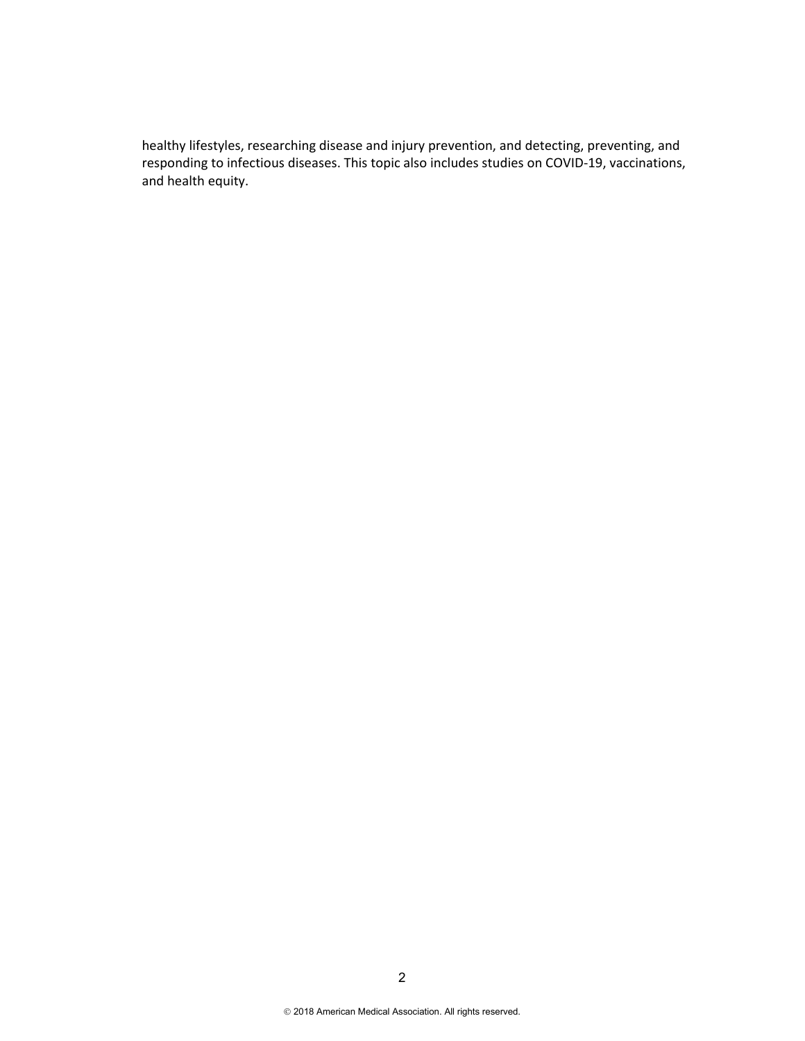healthy lifestyles, researching disease and injury prevention, and detecting, preventing, and responding to infectious diseases. This topic also includes studies on COVID-19, vaccinations, and health equity.